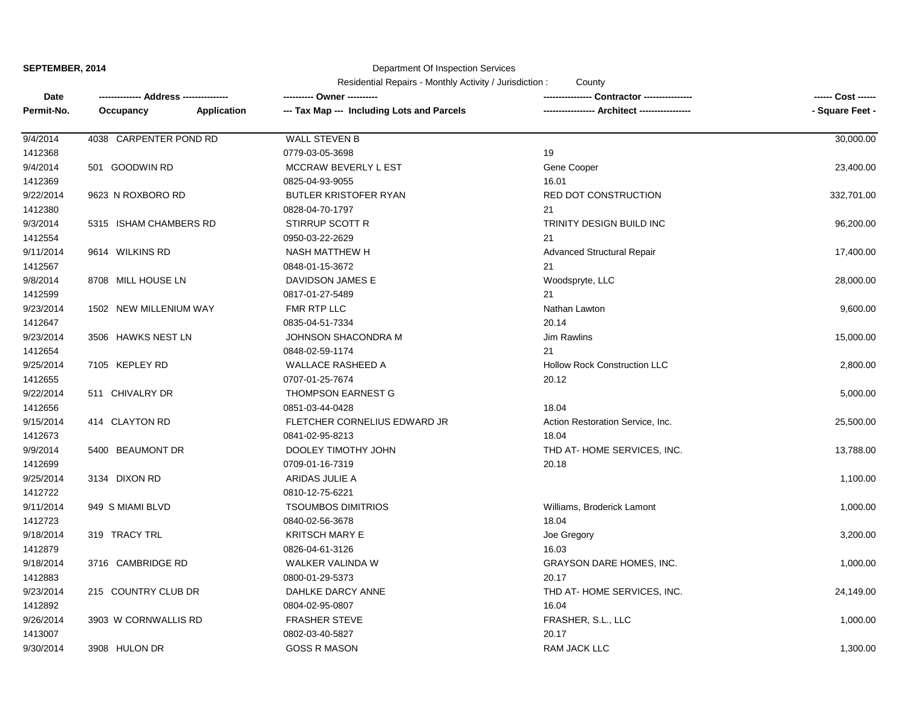**SEPTEMBER, 2014**

Department Of Inspection Services

Residential Repairs - Monthly Activity / Jurisdiction : County

| Date<br>Permit-No. | ------------- Address --------------<br>Occupancy Application | ---------- Owner ----------<br>--- Tax Map --- Including Lots and Parcels | ---------------- Contractor ----------------<br>----------------- Architect ----------------- | ------ Cost ------<br>- Square Feet - |
|---|---|---|---|---|
| 9/4/2014 | 4038 CARPENTER POND RD | WALL STEVEN B | | 30,000.00 |
| 1412368 | | 0779-03-05-3698 | 19 | |
| 9/4/2014 | 501 GOODWIN RD | MCCRAW BEVERLY L EST | Gene Cooper | 23,400.00 |
| 1412369 | | 0825-04-93-9055 | 16.01 | |
| 9/22/2014 | 9623 N ROXBORO RD | BUTLER KRISTOFER RYAN | RED DOT CONSTRUCTION | 332,701.00 |
| 1412380 | | 0828-04-70-1797 | 21 | |
| 9/3/2014 | 5315 ISHAM CHAMBERS RD | STIRRUP SCOTT R | TRINITY DESIGN BUILD INC | 96,200.00 |
| 1412554 | | 0950-03-22-2629 | 21 | |
| 9/11/2014 | 9614 WILKINS RD | NASH MATTHEW H | Advanced Structural Repair | 17,400.00 |
| 1412567 | | 0848-01-15-3672 | 21 | |
| 9/8/2014 | 8708 MILL HOUSE LN | DAVIDSON JAMES E | Woodspryte, LLC | 28,000.00 |
| 1412599 | | 0817-01-27-5489 | 21 | |
| 9/23/2014 | 1502 NEW MILLENIUM WAY | FMR RTP LLC | Nathan Lawton | 9,600.00 |
| 1412647 | | 0835-04-51-7334 | 20.14 | |
| 9/23/2014 | 3506 HAWKS NEST LN | JOHNSON SHACONDRA M | Jim Rawlins | 15,000.00 |
| 1412654 | | 0848-02-59-1174 | 21 | |
| 9/25/2014 | 7105 KEPLEY RD | WALLACE RASHEED A | Hollow Rock Construction LLC | 2,800.00 |
| 1412655 | | 0707-01-25-7674 | 20.12 | |
| 9/22/2014 | 511 CHIVALRY DR | THOMPSON EARNEST G | | 5,000.00 |
| 1412656 | | 0851-03-44-0428 | 18.04 | |
| 9/15/2014 | 414 CLAYTON RD | FLETCHER CORNELIUS EDWARD JR | Action Restoration Service, Inc. | 25,500.00 |
| 1412673 | | 0841-02-95-8213 | 18.04 | |
| 9/9/2014 | 5400 BEAUMONT DR | DOOLEY TIMOTHY JOHN | THD AT- HOME SERVICES, INC. | 13,788.00 |
| 1412699 | | 0709-01-16-7319 | 20.18 | |
| 9/25/2014 | 3134 DIXON RD | ARIDAS JULIE A | | 1,100.00 |
| 1412722 | | 0810-12-75-6221 | | |
| 9/11/2014 | 949 S MIAMI BLVD | TSOUMBOS DIMITRIOS | Williams, Broderick Lamont | 1,000.00 |
| 1412723 | | 0840-02-56-3678 | 18.04 | |
| 9/18/2014 | 319 TRACY TRL | KRITSCH MARY E | Joe Gregory | 3,200.00 |
| 1412879 | | 0826-04-61-3126 | 16.03 | |
| 9/18/2014 | 3716 CAMBRIDGE RD | WALKER VALINDA W | GRAYSON DARE HOMES, INC. | 1,000.00 |
| 1412883 | | 0800-01-29-5373 | 20.17 | |
| 9/23/2014 | 215 COUNTRY CLUB DR | DAHLKE DARCY ANNE | THD AT- HOME SERVICES, INC. | 24,149.00 |
| 1412892 | | 0804-02-95-0807 | 16.04 | |
| 9/26/2014 | 3903 W CORNWALLIS RD | FRASHER STEVE | FRASHER, S.L., LLC | 1,000.00 |
| 1413007 | | 0802-03-40-5827 | 20.17 | |
| 9/30/2014 | 3908 HULON DR | GOSS R MASON | RAM JACK LLC | 1,300.00 |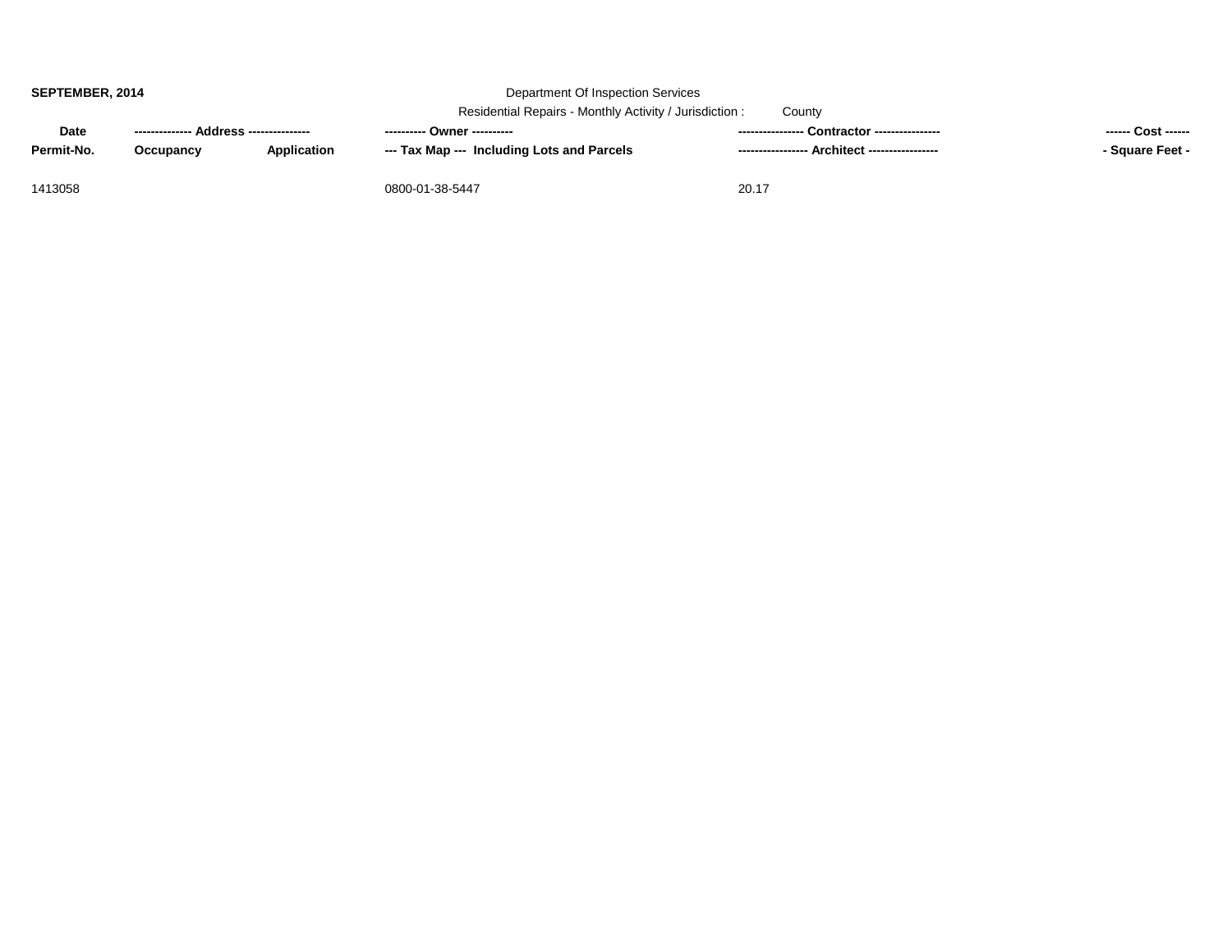**SEPTEMBER, 2014**

Department Of Inspection Services

Residential Repairs - Monthly Activity / Jurisdiction : County

| Date Permit-No. | -------------- Address --------------- Occupancy | Application | ---------- Owner ---------- --- Tax Map --- Including Lots and Parcels | ---------------- Contractor ---------------- ----------------- Architect ----------------- | ------ Cost ------ - Square Feet - |
|---|---|---|---|---|---|
| 1413058 | | | 0800-01-38-5447 | 20.17 | |